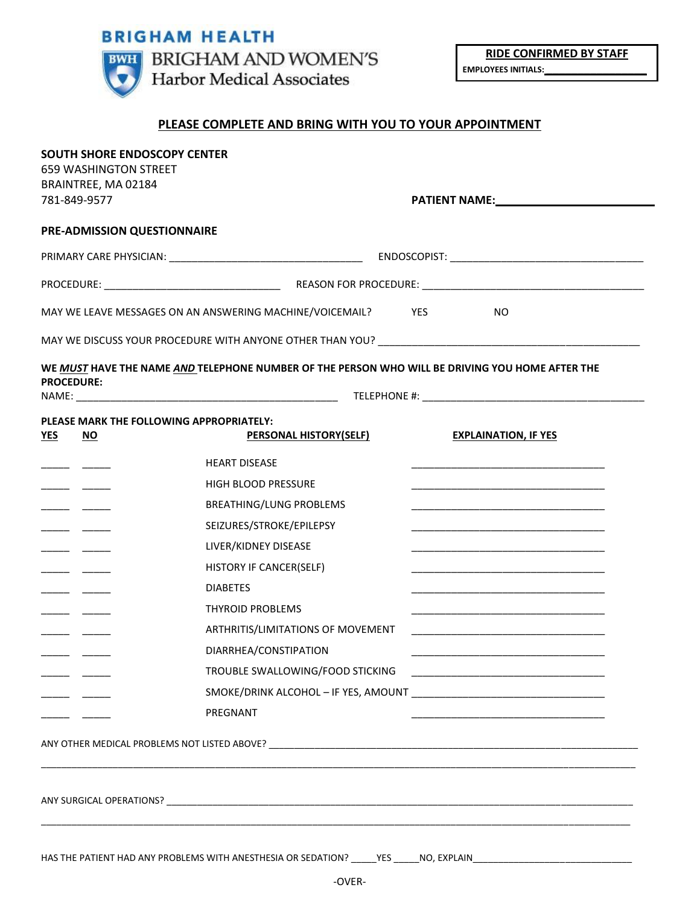BRIGHAM HEALTH

BRIGHAM AND WOMEN'S
Harbor Medical Associates

**RIDE CONFIRMED BY STAFF**
**EMPLOYEES INITIALS:** ________________

**PLEASE COMPLETE AND BRING WITH YOU TO YOUR APPOINTMENT**

**SOUTH SHORE ENDOSCOPY CENTER**
659 WASHINGTON STREET
BRAINTREE, MA 02184
781-849-9577

**PATIENT NAME:** ________________________

**PRE-ADMISSION QUESTIONNAIRE**

PRIMARY CARE PHYSICIAN: ________________________ ENDOSCOPIST: ________________________

PROCEDURE: ________________________ REASON FOR PROCEDURE: ________________________

MAY WE LEAVE MESSAGES ON AN ANSWERING MACHINE/VOICEMAIL? YES NO

MAY WE DISCUSS YOUR PROCEDURE WITH ANYONE OTHER THAN YOU? ________________________

**WE *MUST* HAVE THE NAME *AND* TELEPHONE NUMBER OF THE PERSON WHO WILL BE DRIVING YOU HOME AFTER THE PROCEDURE:**
NAME: ________________________ TELEPHONE #: ________________________

**PLEASE MARK THE FOLLOWING APPROPRIATELY:**

| YES | NO | PERSONAL HISTORY(SELF) | EXPLAINATION, IF YES |
|---|---|---|---|
| _____ | _____ | HEART DISEASE | ________________________ |
| _____ | _____ | HIGH BLOOD PRESSURE | ________________________ |
| _____ | _____ | BREATHING/LUNG PROBLEMS | ________________________ |
| _____ | _____ | SEIZURES/STROKE/EPILEPSY | ________________________ |
| _____ | _____ | LIVER/KIDNEY DISEASE | ________________________ |
| _____ | _____ | HISTORY IF CANCER(SELF) | ________________________ |
| _____ | _____ | DIABETES | ________________________ |
| _____ | _____ | THYROID PROBLEMS | ________________________ |
| _____ | _____ | ARTHRITIS/LIMITATIONS OF MOVEMENT | ________________________ |
| _____ | _____ | DIARRHEA/CONSTIPATION | ________________________ |
| _____ | _____ | TROUBLE SWALLOWING/FOOD STICKING | ________________________ |
| _____ | _____ | SMOKE/DRINK ALCOHOL – IF YES, AMOUNT | ________________________ |
| _____ | _____ | PREGNANT | ________________________ |

ANY OTHER MEDICAL PROBLEMS NOT LISTED ABOVE? ________________________

________________________________________________

ANY SURGICAL OPERATIONS? ________________________

________________________________________________

HAS THE PATIENT HAD ANY PROBLEMS WITH ANESTHESIA OR SEDATION? _____YES _____NO, EXPLAIN________________________

-OVER-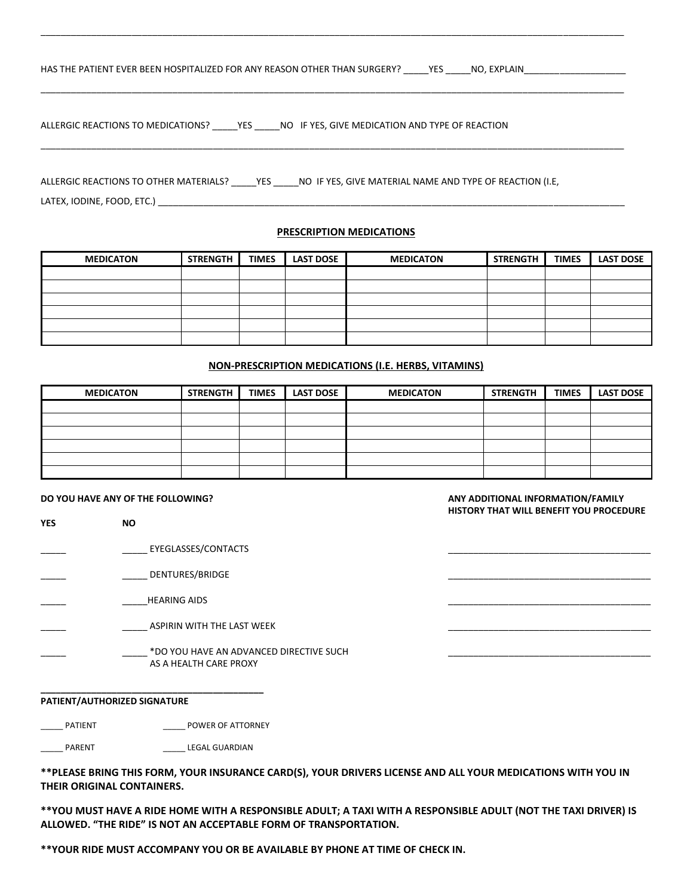\_\_\_\_\_\_\_\_\_\_\_\_\_\_\_\_\_\_\_\_\_\_\_\_\_\_\_\_\_\_\_\_\_\_\_\_\_\_\_\_\_\_\_\_\_\_\_\_\_\_\_\_\_\_\_\_\_\_\_\_\_\_\_\_\_\_\_\_\_\_\_\_\_\_\_\_\_\_\_\_

HAS THE PATIENT EVER BEEN HOSPITALIZED FOR ANY REASON OTHER THAN SURGERY? _____YES _____NO, EXPLAIN____________________

\_\_\_\_\_\_\_\_\_\_\_\_\_\_\_\_\_\_\_\_\_\_\_\_\_\_\_\_\_\_\_\_\_\_\_\_\_\_\_\_\_\_\_\_\_\_\_\_\_\_\_\_\_\_\_\_\_\_\_\_\_\_\_\_\_\_\_\_\_\_\_\_\_\_\_\_\_\_\_\_

ALLERGIC REACTIONS TO MEDICATIONS? _____YES _____NO IF YES, GIVE MEDICATION AND TYPE OF REACTION

\_\_\_\_\_\_\_\_\_\_\_\_\_\_\_\_\_\_\_\_\_\_\_\_\_\_\_\_\_\_\_\_\_\_\_\_\_\_\_\_\_\_\_\_\_\_\_\_\_\_\_\_\_\_\_\_\_\_\_\_\_\_\_\_\_\_\_\_\_\_\_\_\_\_\_\_\_\_\_\_

ALLERGIC REACTIONS TO OTHER MATERIALS? _____YES _____NO IF YES, GIVE MATERIAL NAME AND TYPE OF REACTION (I.E, LATEX, IODINE, FOOD, ETC.) ______________________________________________________________________________

## PRESCRIPTION MEDICATIONS

| MEDICATON | STRENGTH | TIMES | LAST DOSE | MEDICATON | STRENGTH | TIMES | LAST DOSE |
|---|---|---|---|---|---|---|---|
| | | | | | | | |
| | | | | | | | |
| | | | | | | | |
| | | | | | | | |
| | | | | | | | |
| | | | | | | | |

## NON-PRESCRIPTION MEDICATIONS (I.E. HERBS, VITAMINS)

| MEDICATON | STRENGTH | TIMES | LAST DOSE | MEDICATON | STRENGTH | TIMES | LAST DOSE |
|---|---|---|---|---|---|---|---|
| | | | | | | | |
| | | | | | | | |
| | | | | | | | |
| | | | | | | | |
| | | | | | | | |
| | | | | | | | |

**DO YOU HAVE ANY OF THE FOLLOWING?**

**YES** **NO**

_____ _____ EYEGLASSES/CONTACTS

_____ _____ DENTURES/BRIDGE

_____ _____HEARING AIDS

_____ _____ ASPIRIN WITH THE LAST WEEK

_____ _____ *DO YOU HAVE AN ADVANCED DIRECTIVE SUCH AS A HEALTH CARE PROXY

**ANY ADDITIONAL INFORMATION/FAMILY HISTORY THAT WILL BENEFIT YOU PROCEDURE**

________________________________________

________________________________________

________________________________________

________________________________________

________________________________________

________________________________________

**PATIENT/AUTHORIZED SIGNATURE**

_____ PATIENT _____ POWER OF ATTORNEY

_____ PARENT _____ LEGAL GUARDIAN

**\*\*PLEASE BRING THIS FORM, YOUR INSURANCE CARD(S), YOUR DRIVERS LICENSE AND ALL YOUR MEDICATIONS WITH YOU IN THEIR ORIGINAL CONTAINERS.**

**\*\*YOU MUST HAVE A RIDE HOME WITH A RESPONSIBLE ADULT; A TAXI WITH A RESPONSIBLE ADULT (NOT THE TAXI DRIVER) IS ALLOWED. "THE RIDE" IS NOT AN ACCEPTABLE FORM OF TRANSPORTATION.**

**\*\*YOUR RIDE MUST ACCOMPANY YOU OR BE AVAILABLE BY PHONE AT TIME OF CHECK IN.**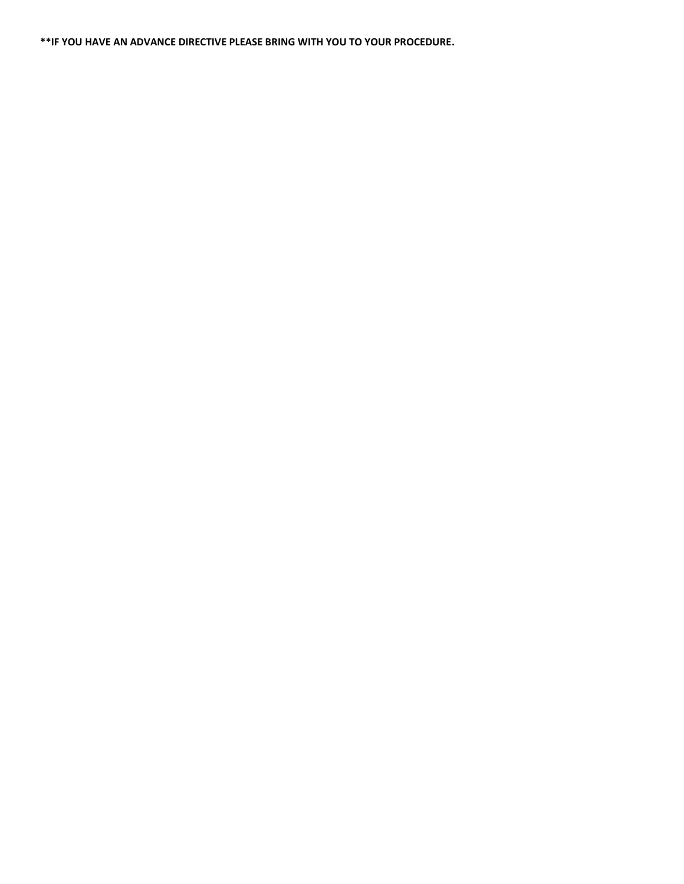**IF YOU HAVE AN ADVANCE DIRECTIVE PLEASE BRING WITH YOU TO YOUR PROCEDURE.